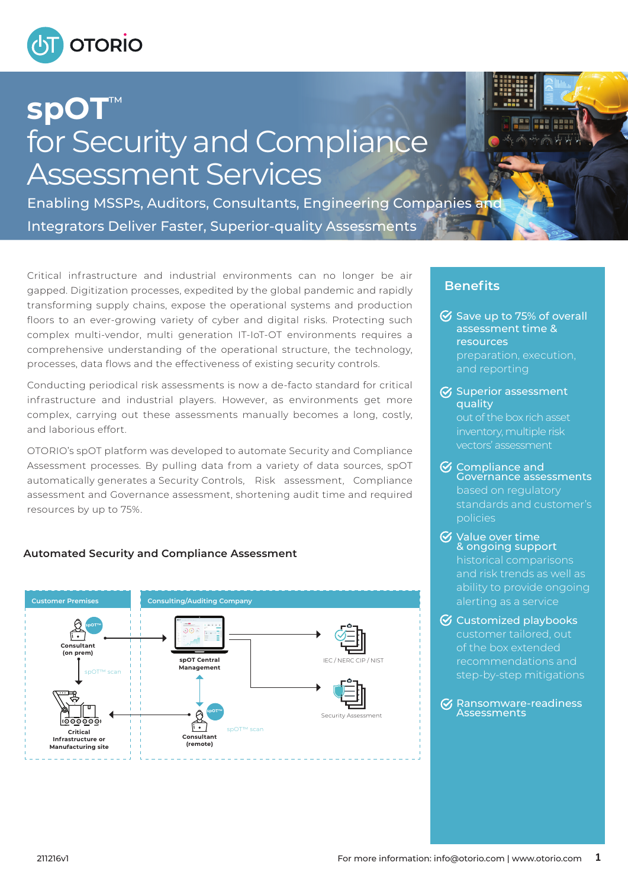# spOT™

# for Security and Compliance Assessment Services

Enabling MSSPs, Auditors, Consultants, Engineering Companies and Integrators Deliver Faster, Superior-quality Assessments

Critical infrastructure and industrial environments can no longer be air gapped. Digitization processes, expedited by the global pandemic and rapidly transforming supply chains, expose the operational systems and production floors to an ever-growing variety of cyber and digital risks. Protecting such complex multi-vendor, multi generation IT-IoT-OT environments requires a comprehensive understanding of the operational structure, the technology, processes, data flows and the effectiveness of existing security controls.

Conducting periodical risk assessments is now a de-facto standard for critical infrastructure and industrial players. However, as environments get more complex, carrying out these assessments manually becomes a long, costly, and laborious effort.

OTORIO's spOT platform was developed to automate Security and Compliance Assessment processes. By pulling data from a variety of data sources, spOT automatically generates a Security Controls, Risk assessment, Compliance assessment and Governance assessment, shortening audit time and required resources by up to 75%.

### Automated Security and Compliance Assessment

**Customer Premises**

- Consultant (on prem)
- spOT™ scan
- Critical Infrastructure or Manufacturing site

**Consulting/Auditing Company**

- spOT Central Management
- IEC / NERC CIP / NIST
- Security Assessment
- Consultant (remote)
- spOT™ scan

## Benefits

- **Save up to 75% of overall assessment time & resources**
  preparation, execution, and reporting
- **Superior assessment quality**
  out of the box rich asset inventory, multiple risk vectors' assessment
- **Compliance and Governance assessments**
  based on regulatory standards and customer's policies
- **Value over time & ongoing support**
  historical comparisons and risk trends as well as ability to provide ongoing alerting as a service
- **Customized playbooks**
  customer tailored, out of the box extended recommendations and step-by-step mitigations
- **Ransomware-readiness Assessments**

211216v1

For more information: info@otorio.com | www.otorio.com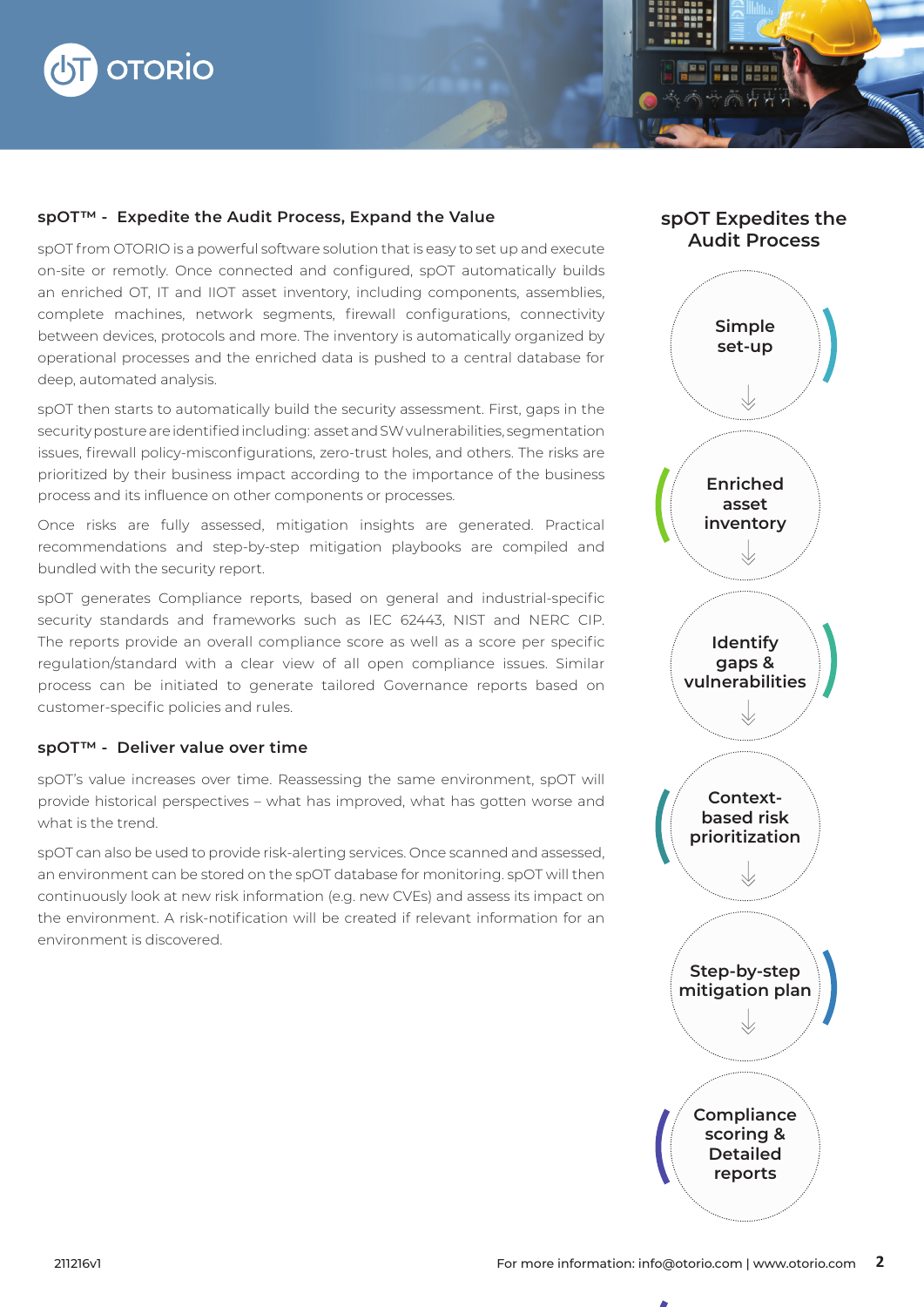## spOT™ - Expedite the Audit Process, Expand the Value

spOT from OTORIO is a powerful software solution that is easy to set up and execute on-site or remotly. Once connected and configured, spOT automatically builds an enriched OT, IT and IIOT asset inventory, including components, assemblies, complete machines, network segments, firewall configurations, connectivity between devices, protocols and more. The inventory is automatically organized by operational processes and the enriched data is pushed to a central database for deep, automated analysis.

spOT then starts to automatically build the security assessment. First, gaps in the security posture are identified including: asset and SW vulnerabilities, segmentation issues, firewall policy-misconfigurations, zero-trust holes, and others. The risks are prioritized by their business impact according to the importance of the business process and its influence on other components or processes.

Once risks are fully assessed, mitigation insights are generated. Practical recommendations and step-by-step mitigation playbooks are compiled and bundled with the security report.

spOT generates Compliance reports, based on general and industrial-specific security standards and frameworks such as IEC 62443, NIST and NERC CIP. The reports provide an overall compliance score as well as a score per specific regulation/standard with a clear view of all open compliance issues. Similar process can be initiated to generate tailored Governance reports based on customer-specific policies and rules.

## spOT™ - Deliver value over time

spOT's value increases over time. Reassessing the same environment, spOT will provide historical perspectives – what has improved, what has gotten worse and what is the trend.

spOT can also be used to provide risk-alerting services. Once scanned and assessed, an environment can be stored on the spOT database for monitoring. spOT will then continuously look at new risk information (e.g. new CVEs) and assess its impact on the environment. A risk-notification will be created if relevant information for an environment is discovered.

## spOT Expedites the Audit Process

- Simple set-up
- Enriched asset inventory
- Identify gaps & vulnerabilities
- Context-based risk prioritization
- Step-by-step mitigation plan
- Compliance scoring & Detailed reports

211216v1

For more information: info@otorio.com | www.otorio.com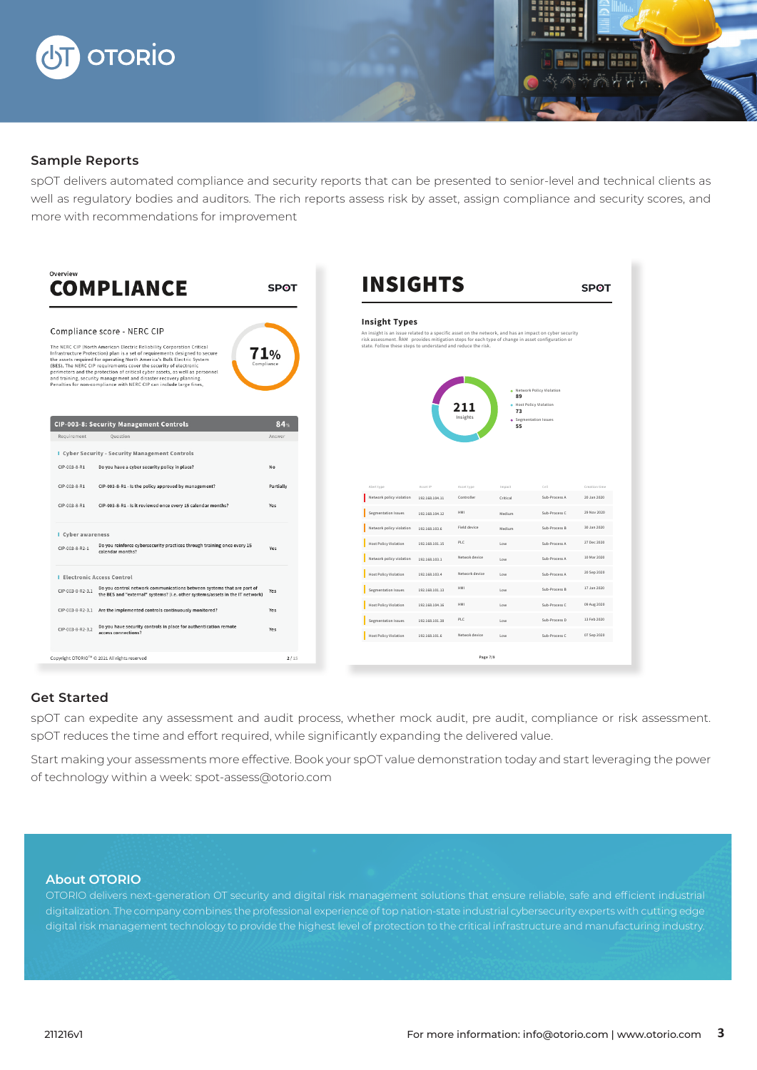## Sample Reports

spOT delivers automated compliance and security reports that can be presented to senior-level and technical clients as well as regulatory bodies and auditors. The rich reports assess risk by asset, assign compliance and security scores, and more with recommendations for improvement

## Get Started

spOT can expedite any assessment and audit process, whether mock audit, pre audit, compliance or risk assessment. spOT reduces the time and effort required, while significantly expanding the delivered value.

Start making your assessments more effective. Book your spOT value demonstration today and start leveraging the power of technology within a week: spot-assess@otorio.com

## About OTORIO

OTORIO delivers next-generation OT security and digital risk management solutions that ensure reliable, safe and efficient industrial digitalization. The company combines the professional experience of top nation-state industrial cybersecurity experts with cutting edge digital risk management technology to provide the highest level of protection to the critical infrastructure and manufacturing industry.

211216v1

For more information: info@otorio.com | www.otorio.com